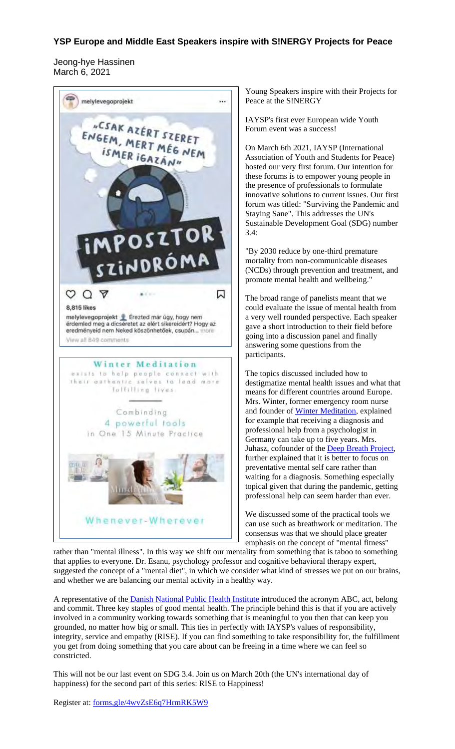### YSP Europe and Middle East Speakers inspire with S!NERGY Projects for Peace

Jeong-hye Hassinen
March 6, 2021

Young Speakers inspire with their Projects for Peace at the S!NERGY

IAYSP's first ever European wide Youth Forum event was a success!

On March 6th 2021, IAYSP (International Association of Youth and Students for Peace) hosted our very first forum. Our intention for these forums is to empower young people in the presence of professionals to formulate innovative solutions to current issues. Our first forum was titled: "Surviving the Pandemic and Staying Sane". This addresses the UN's Sustainable Development Goal (SDG) number 3.4:

"By 2030 reduce by one-third premature mortality from non-communicable diseases (NCDs) through prevention and treatment, and promote mental health and wellbeing."

The broad range of panelists meant that we could evaluate the issue of mental health from a very well rounded perspective. Each speaker gave a short introduction to their field before going into a discussion panel and finally answering some questions from the participants.

The topics discussed included how to destigmatize mental health issues and what that means for different countries around Europe. Mrs. Winter, former emergency room nurse and founder of [Winter Meditation](), explained for example that receiving a diagnosis and professional help from a psychologist in Germany can take up to five years. Mrs. Juhasz, cofounder of the [Deep Breath Project](), further explained that it is better to focus on preventative mental self care rather than waiting for a diagnosis. Something especially topical given that during the pandemic, getting professional help can seem harder than ever.

We discussed some of the practical tools we can use such as breathwork or meditation. The consensus was that we should place greater emphasis on the concept of "mental fitness" rather than "mental illness". In this way we shift our mentality from something that is taboo to something that applies to everyone. Dr. Esanu, psychology professor and cognitive behavioral therapy expert, suggested the concept of a "mental diet", in which we consider what kind of stresses we put on our brains, and whether we are balancing our mental activity in a healthy way.

A representative of the [Danish National Public Health Institute]() introduced the acronym ABC, act, belong and commit. Three key staples of good mental health. The principle behind this is that if you are actively involved in a community working towards something that is meaningful to you then that can keep you grounded, no matter how big or small. This ties in perfectly with IAYSP's values of responsibility, integrity, service and empathy (RISE). If you can find something to take responsibility for, the fulfillment you get from doing something that you care about can be freeing in a time where we can feel so constricted.

This will not be our last event on SDG 3.4. Join us on March 20th (the UN's international day of happiness) for the second part of this series: RISE to Happiness!

Register at: [forms,gle/4wvZsE6q7HrmRK5W9]()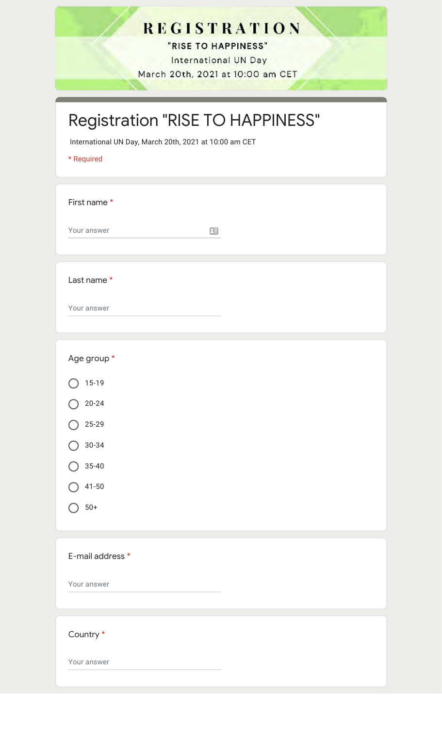# REGISTRATION

**"RISE TO HAPPINESS"**

International UN Day

March 20th, 2021 at 10:00 am CET

## Registration "RISE TO HAPPINESS"

International UN Day, March 20th, 2021 at 10:00 am CET

* Required

**First name** *

Your answer

**Last name** *

Your answer

**Age group** *

- ○ 15-19
- ○ 20-24
- ○ 25-29
- ○ 30-34
- ○ 35-40
- ○ 41-50
- ○ 50+

**E-mail address** *

Your answer

**Country** *

Your answer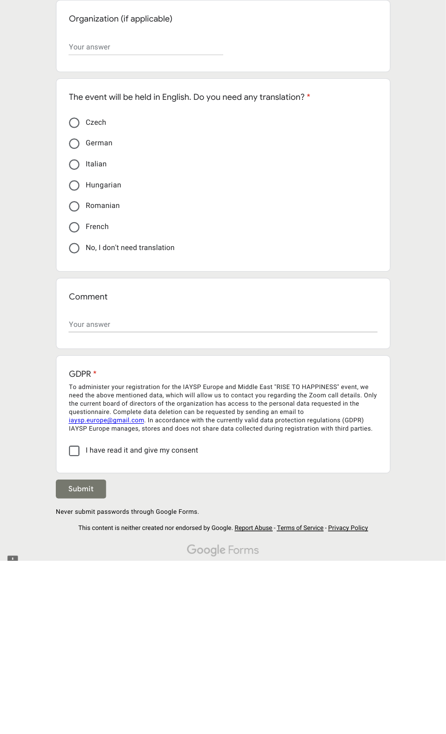Organization (if applicable)

Your answer

The event will be held in English. Do you need any translation? *

- Czech
- German
- Italian
- Hungarian
- Romanian
- French
- No, I don't need translation

Comment

Your answer

GDPR *

To administer your registration for the IAYSP Europe and Middle East "RISE TO HAPPINESS" event, we need the above mentioned data, which will allow us to contact you regarding the Zoom call details. Only the current board of directors of the organization has access to the personal data requested in the questionnaire. Complete data deletion can be requested by sending an email to iaysp.europe@gmail.com. In accordance with the currently valid data protection regulations (GDPR) IAYSP Europe manages, stores and does not share data collected during registration with third parties.

- [ ] I have read it and give my consent

Submit

Never submit passwords through Google Forms.

This content is neither created nor endorsed by Google. Report Abuse - Terms of Service - Privacy Policy

Google Forms